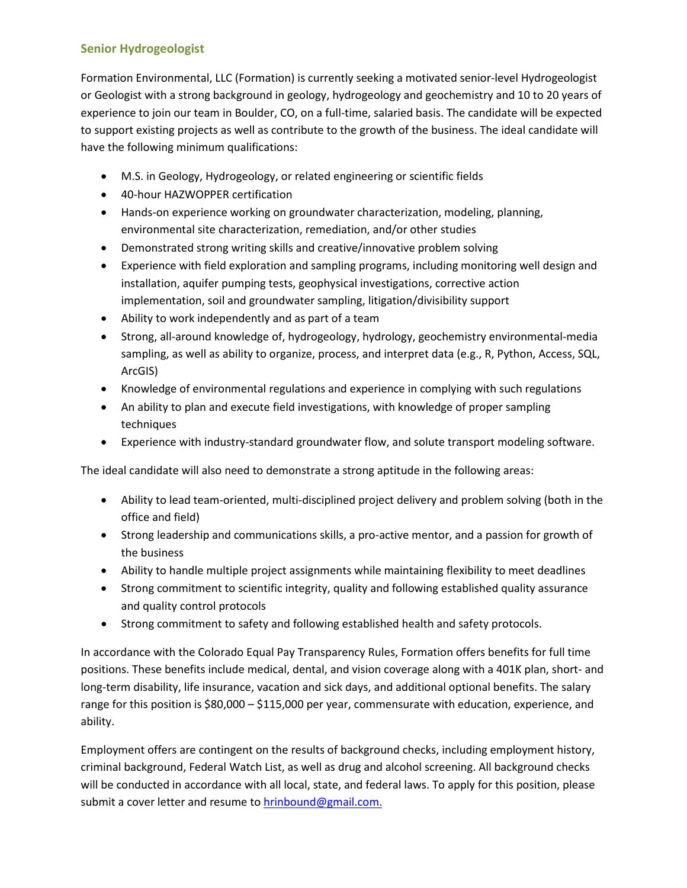## Senior Hydrogeologist

Formation Environmental, LLC (Formation) is currently seeking a motivated senior-level Hydrogeologist or Geologist with a strong background in geology, hydrogeology and geochemistry and 10 to 20 years of experience to join our team in Boulder, CO, on a full-time, salaried basis. The candidate will be expected to support existing projects as well as contribute to the growth of the business. The ideal candidate will have the following minimum qualifications:

- M.S. in Geology, Hydrogeology, or related engineering or scientific fields
- 40-hour HAZWOPPER certification
- Hands-on experience working on groundwater characterization, modeling, planning, environmental site characterization, remediation, and/or other studies
- Demonstrated strong writing skills and creative/innovative problem solving
- Experience with field exploration and sampling programs, including monitoring well design and installation, aquifer pumping tests, geophysical investigations, corrective action implementation, soil and groundwater sampling, litigation/divisibility support
- Ability to work independently and as part of a team
- Strong, all-around knowledge of, hydrogeology, hydrology, geochemistry environmental-media sampling, as well as ability to organize, process, and interpret data (e.g., R, Python, Access, SQL, ArcGIS)
- Knowledge of environmental regulations and experience in complying with such regulations
- An ability to plan and execute field investigations, with knowledge of proper sampling techniques
- Experience with industry-standard groundwater flow, and solute transport modeling software.

The ideal candidate will also need to demonstrate a strong aptitude in the following areas:

- Ability to lead team-oriented, multi-disciplined project delivery and problem solving (both in the office and field)
- Strong leadership and communications skills, a pro-active mentor, and a passion for growth of the business
- Ability to handle multiple project assignments while maintaining flexibility to meet deadlines
- Strong commitment to scientific integrity, quality and following established quality assurance and quality control protocols
- Strong commitment to safety and following established health and safety protocols.

In accordance with the Colorado Equal Pay Transparency Rules, Formation offers benefits for full time positions. These benefits include medical, dental, and vision coverage along with a 401K plan, short- and long-term disability, life insurance, vacation and sick days, and additional optional benefits. The salary range for this position is $80,000 – $115,000 per year, commensurate with education, experience, and ability.

Employment offers are contingent on the results of background checks, including employment history, criminal background, Federal Watch List, as well as drug and alcohol screening. All background checks will be conducted in accordance with all local, state, and federal laws. To apply for this position, please submit a cover letter and resume to [hrinbound@gmail.com.](mailto:hrinbound@gmail.com)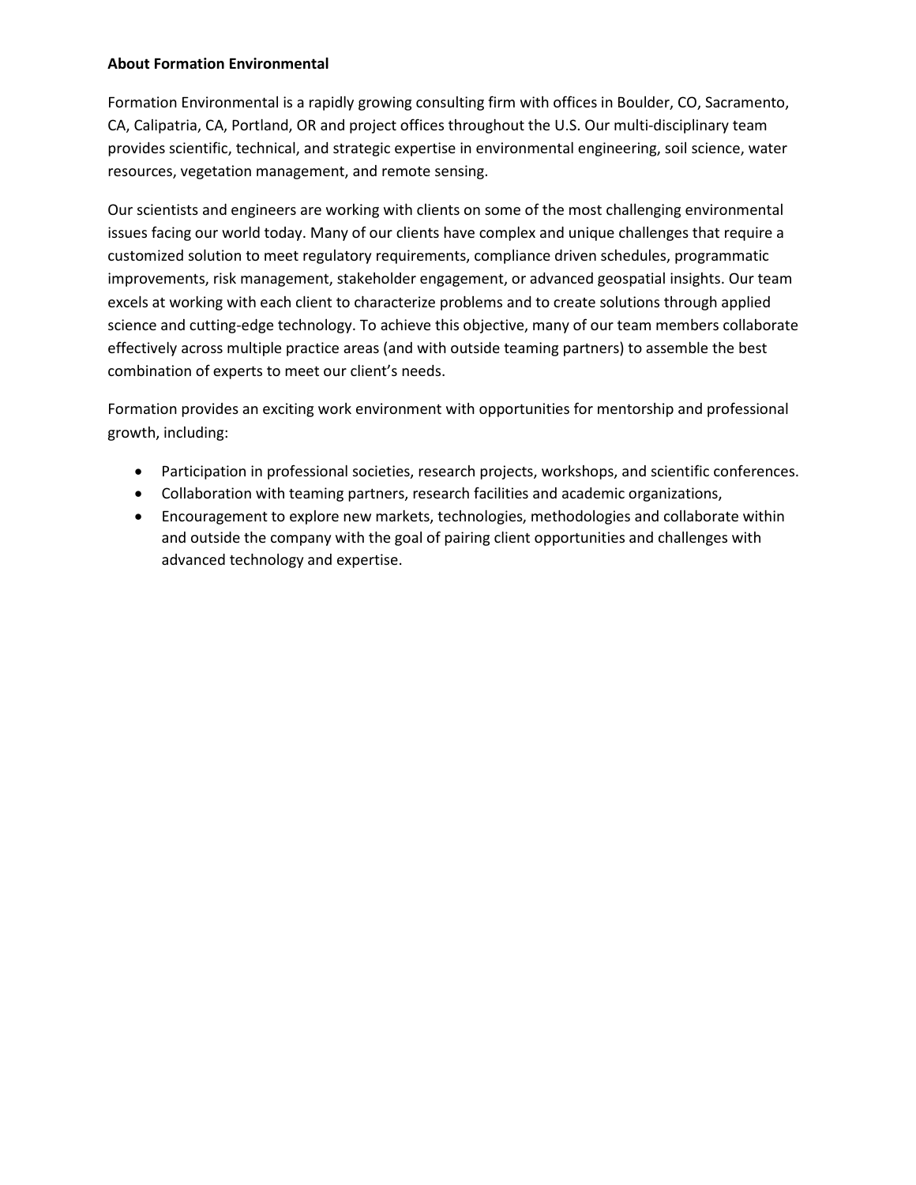**About Formation Environmental**

Formation Environmental is a rapidly growing consulting firm with offices in Boulder, CO, Sacramento, CA, Calipatria, CA, Portland, OR and project offices throughout the U.S. Our multi-disciplinary team provides scientific, technical, and strategic expertise in environmental engineering, soil science, water resources, vegetation management, and remote sensing.

Our scientists and engineers are working with clients on some of the most challenging environmental issues facing our world today. Many of our clients have complex and unique challenges that require a customized solution to meet regulatory requirements, compliance driven schedules, programmatic improvements, risk management, stakeholder engagement, or advanced geospatial insights. Our team excels at working with each client to characterize problems and to create solutions through applied science and cutting-edge technology. To achieve this objective, many of our team members collaborate effectively across multiple practice areas (and with outside teaming partners) to assemble the best combination of experts to meet our client's needs.

Formation provides an exciting work environment with opportunities for mentorship and professional growth, including:

- Participation in professional societies, research projects, workshops, and scientific conferences.
- Collaboration with teaming partners, research facilities and academic organizations,
- Encouragement to explore new markets, technologies, methodologies and collaborate within and outside the company with the goal of pairing client opportunities and challenges with advanced technology and expertise.